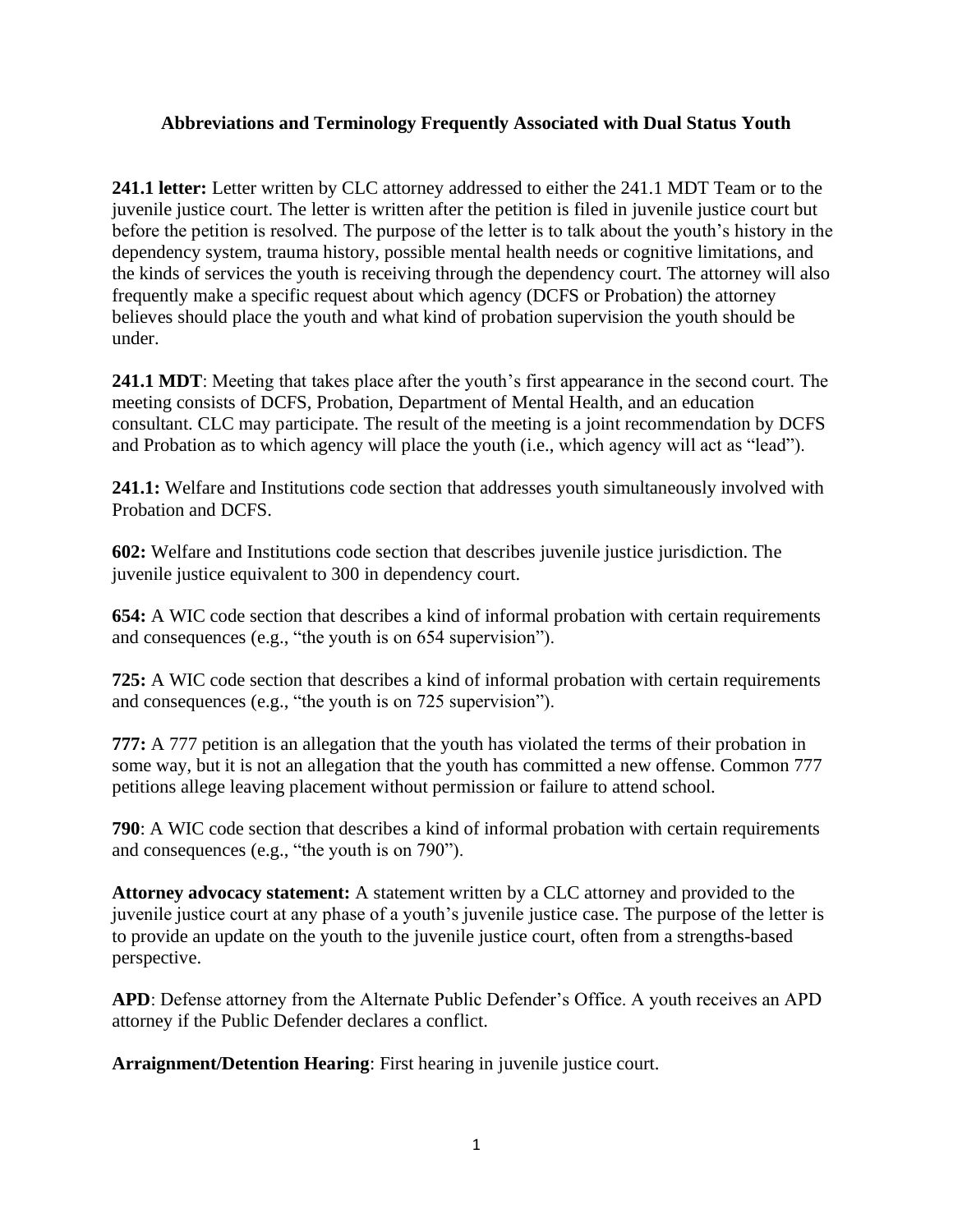# Abbreviations and Terminology Frequently Associated with Dual Status Youth

**241.1 letter:** Letter written by CLC attorney addressed to either the 241.1 MDT Team or to the juvenile justice court. The letter is written after the petition is filed in juvenile justice court but before the petition is resolved. The purpose of the letter is to talk about the youth's history in the dependency system, trauma history, possible mental health needs or cognitive limitations, and the kinds of services the youth is receiving through the dependency court. The attorney will also frequently make a specific request about which agency (DCFS or Probation) the attorney believes should place the youth and what kind of probation supervision the youth should be under.

**241.1 MDT**: Meeting that takes place after the youth's first appearance in the second court. The meeting consists of DCFS, Probation, Department of Mental Health, and an education consultant. CLC may participate. The result of the meeting is a joint recommendation by DCFS and Probation as to which agency will place the youth (i.e., which agency will act as "lead").

**241.1:** Welfare and Institutions code section that addresses youth simultaneously involved with Probation and DCFS.

**602:** Welfare and Institutions code section that describes juvenile justice jurisdiction. The juvenile justice equivalent to 300 in dependency court.

**654:** A WIC code section that describes a kind of informal probation with certain requirements and consequences (e.g., "the youth is on 654 supervision").

**725:** A WIC code section that describes a kind of informal probation with certain requirements and consequences (e.g., "the youth is on 725 supervision").

**777:** A 777 petition is an allegation that the youth has violated the terms of their probation in some way, but it is not an allegation that the youth has committed a new offense. Common 777 petitions allege leaving placement without permission or failure to attend school.

**790**: A WIC code section that describes a kind of informal probation with certain requirements and consequences (e.g., "the youth is on 790").

**Attorney advocacy statement:** A statement written by a CLC attorney and provided to the juvenile justice court at any phase of a youth's juvenile justice case. The purpose of the letter is to provide an update on the youth to the juvenile justice court, often from a strengths-based perspective.

**APD**: Defense attorney from the Alternate Public Defender's Office. A youth receives an APD attorney if the Public Defender declares a conflict.

**Arraignment/Detention Hearing**: First hearing in juvenile justice court.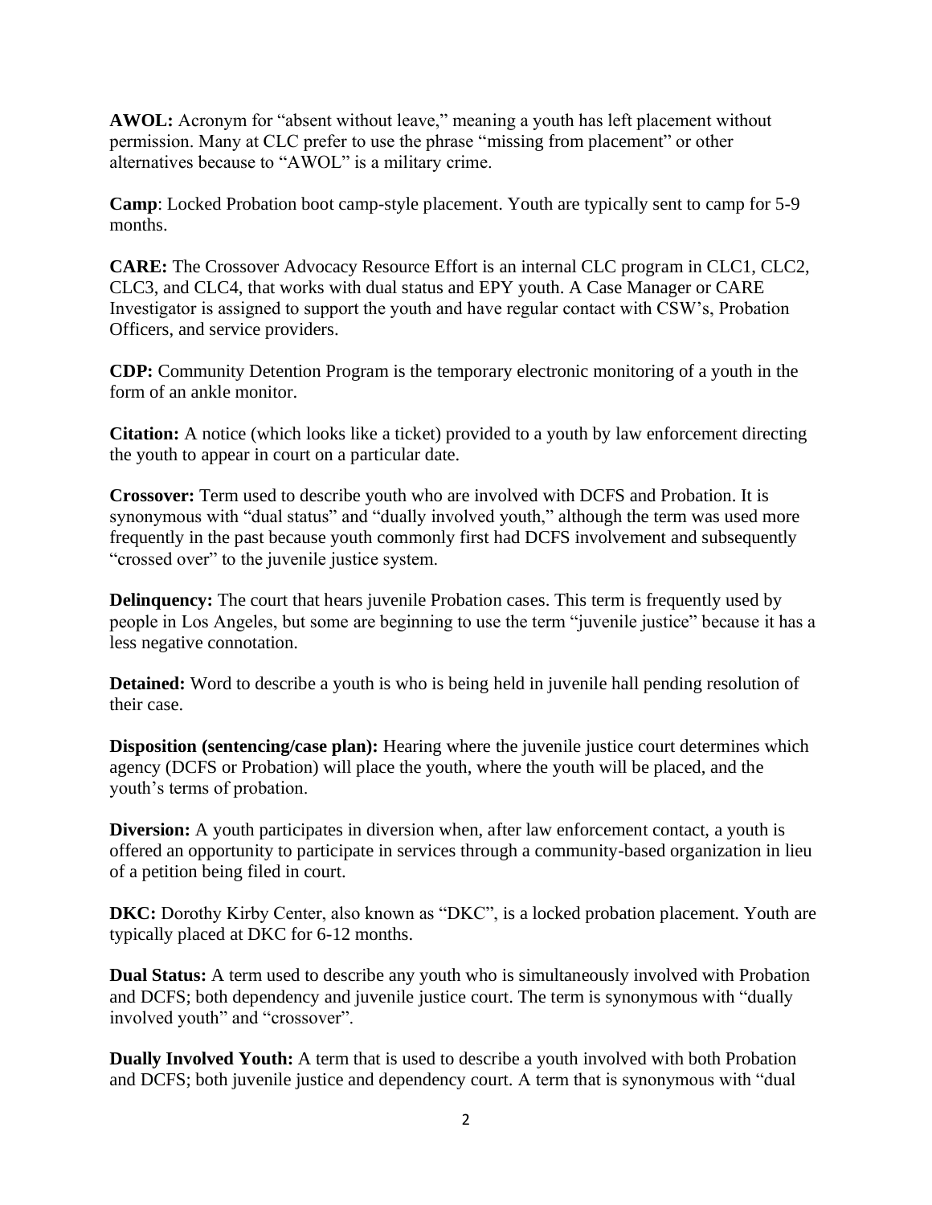**AWOL:** Acronym for "absent without leave," meaning a youth has left placement without permission. Many at CLC prefer to use the phrase "missing from placement" or other alternatives because to "AWOL" is a military crime.

**Camp**: Locked Probation boot camp-style placement. Youth are typically sent to camp for 5-9 months.

**CARE:** The Crossover Advocacy Resource Effort is an internal CLC program in CLC1, CLC2, CLC3, and CLC4, that works with dual status and EPY youth. A Case Manager or CARE Investigator is assigned to support the youth and have regular contact with CSW's, Probation Officers, and service providers.

**CDP:** Community Detention Program is the temporary electronic monitoring of a youth in the form of an ankle monitor.

**Citation:** A notice (which looks like a ticket) provided to a youth by law enforcement directing the youth to appear in court on a particular date.

**Crossover:** Term used to describe youth who are involved with DCFS and Probation. It is synonymous with "dual status" and "dually involved youth," although the term was used more frequently in the past because youth commonly first had DCFS involvement and subsequently "crossed over" to the juvenile justice system.

**Delinquency:** The court that hears juvenile Probation cases. This term is frequently used by people in Los Angeles, but some are beginning to use the term "juvenile justice" because it has a less negative connotation.

**Detained:** Word to describe a youth is who is being held in juvenile hall pending resolution of their case.

**Disposition (sentencing/case plan):** Hearing where the juvenile justice court determines which agency (DCFS or Probation) will place the youth, where the youth will be placed, and the youth's terms of probation.

**Diversion:** A youth participates in diversion when, after law enforcement contact, a youth is offered an opportunity to participate in services through a community-based organization in lieu of a petition being filed in court.

**DKC:** Dorothy Kirby Center, also known as "DKC", is a locked probation placement. Youth are typically placed at DKC for 6-12 months.

**Dual Status:** A term used to describe any youth who is simultaneously involved with Probation and DCFS; both dependency and juvenile justice court. The term is synonymous with "dually involved youth" and "crossover".

**Dually Involved Youth:** A term that is used to describe a youth involved with both Probation and DCFS; both juvenile justice and dependency court. A term that is synonymous with "dual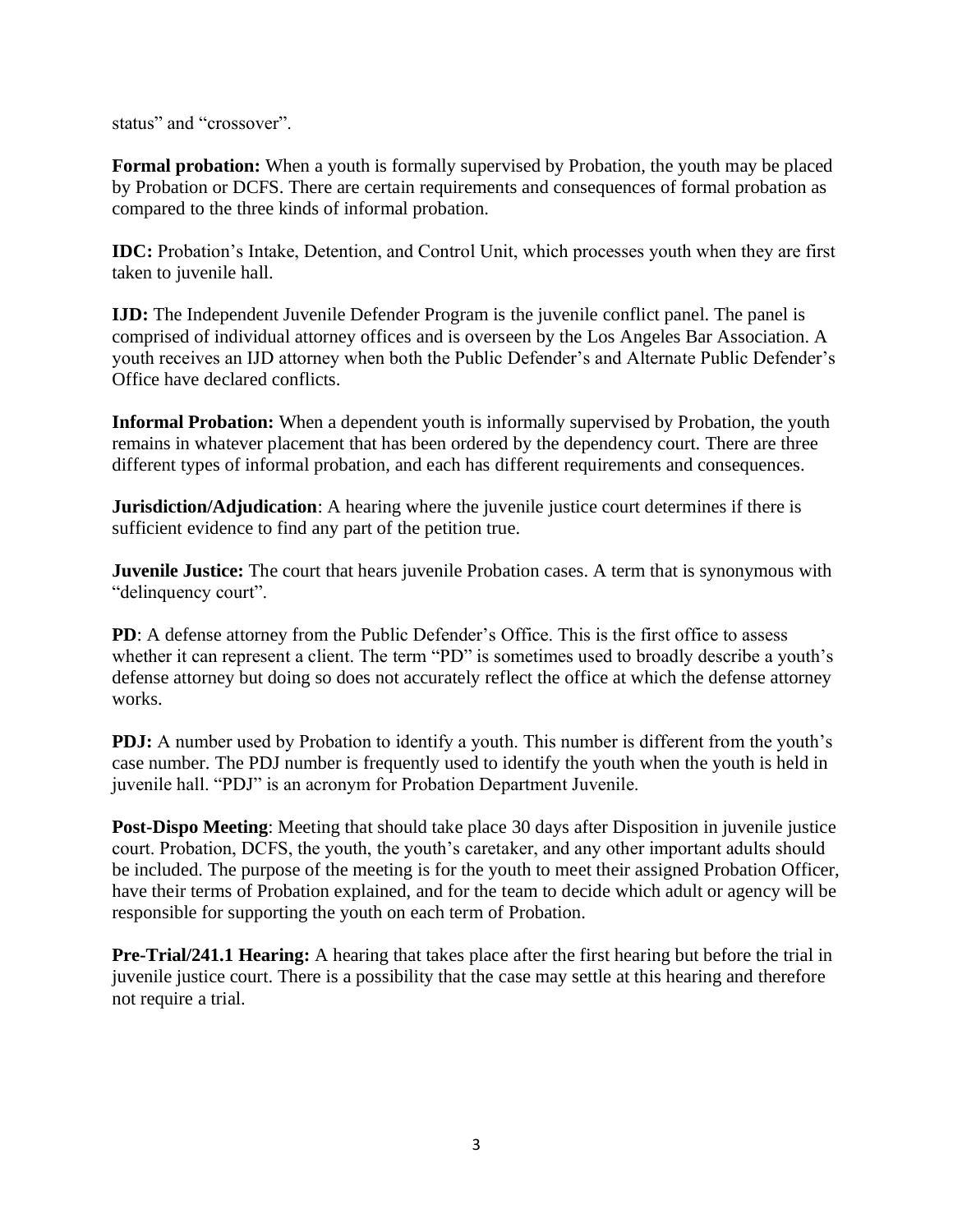status" and "crossover".

**Formal probation:** When a youth is formally supervised by Probation, the youth may be placed by Probation or DCFS. There are certain requirements and consequences of formal probation as compared to the three kinds of informal probation.

**IDC:** Probation's Intake, Detention, and Control Unit, which processes youth when they are first taken to juvenile hall.

**IJD:** The Independent Juvenile Defender Program is the juvenile conflict panel. The panel is comprised of individual attorney offices and is overseen by the Los Angeles Bar Association. A youth receives an IJD attorney when both the Public Defender's and Alternate Public Defender's Office have declared conflicts.

**Informal Probation:** When a dependent youth is informally supervised by Probation, the youth remains in whatever placement that has been ordered by the dependency court. There are three different types of informal probation, and each has different requirements and consequences.

**Jurisdiction/Adjudication**: A hearing where the juvenile justice court determines if there is sufficient evidence to find any part of the petition true.

**Juvenile Justice:** The court that hears juvenile Probation cases. A term that is synonymous with "delinquency court".

**PD**: A defense attorney from the Public Defender's Office. This is the first office to assess whether it can represent a client. The term "PD" is sometimes used to broadly describe a youth's defense attorney but doing so does not accurately reflect the office at which the defense attorney works.

**PDJ:** A number used by Probation to identify a youth. This number is different from the youth's case number. The PDJ number is frequently used to identify the youth when the youth is held in juvenile hall. "PDJ" is an acronym for Probation Department Juvenile.

**Post-Dispo Meeting**: Meeting that should take place 30 days after Disposition in juvenile justice court. Probation, DCFS, the youth, the youth's caretaker, and any other important adults should be included. The purpose of the meeting is for the youth to meet their assigned Probation Officer, have their terms of Probation explained, and for the team to decide which adult or agency will be responsible for supporting the youth on each term of Probation.

**Pre-Trial/241.1 Hearing:** A hearing that takes place after the first hearing but before the trial in juvenile justice court. There is a possibility that the case may settle at this hearing and therefore not require a trial.